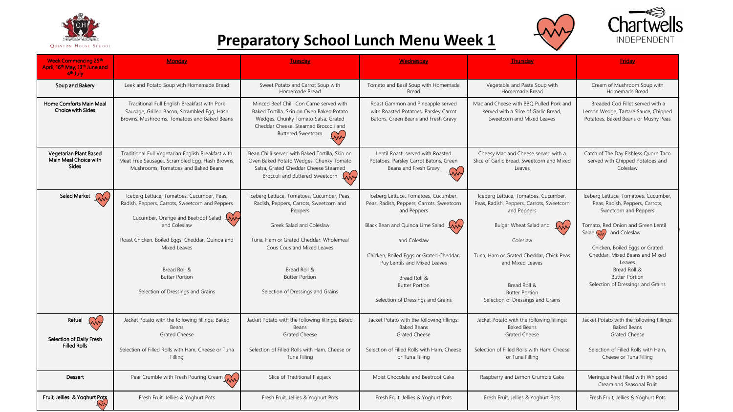Quinton House School

# Preparatory School Lunch Menu Week 1

Chartwells INDEPENDENT

| Week Commencing 25th April, 15th May, 13th June and 4th July | Monday | Tuesday | Wednesday | Thursday | Friday |
|---|---|---|---|---|---|
| Soup and Bakery | Leek and Potato Soup with Homemade Bread | Sweet Potato and Carrot Soup with Homemade Bread | Tomato and Basil Soup with Homemade Bread | Vegetable and Pasta Soup with Homemade Bread | Cream of Mushroom Soup with Homemade Bread |
| Home Comforts Main Meal Choice with Sides | Traditional Full English Breakfast with Pork Sausage, Grilled Bacon, Scrambled Egg, Hash Browns, Mushrooms, Tomatoes and Baked Beans | Minced Beef Chilli Con Carne served with Baked Tortilla, Skin on Oven Baked Potato Wedges, Chunky Tomato Salsa, Grated Cheddar Cheese, Steamed Broccoli and Buttered Sweetcorn | Roast Gammon and Pineapple served with Roasted Potatoes, Parsley Carrot Batons, Green Beans and Fresh Gravy | Mac and Cheese with BBQ Pulled Pork and served with a Slice of Garlic Bread, Sweetcorn and Mixed Leaves | Breaded Cod Fillet served with a Lemon Wedge, Tartare Sauce, Chipped Potatoes, Baked Beans or Mushy Peas |
| Vegetarian Plant Based Main Meal Choice with Sides | Traditional Full Vegetarian English Breakfast with Meat Free Sausage,, Scrambled Egg, Hash Browns, Mushrooms, Tomatoes and Baked Beans | Bean Chilli served with Baked Tortilla, Skin on Oven Baked Potato Wedges, Chunky Tomato Salsa, Grated Cheddar Cheese Steamed Broccoli and Buttered Sweetcorn | Lentil Roast served with Roasted Potatoes, Parsley Carrot Batons, Green Beans and Fresh Gravy | Cheesy Mac and Cheese served with a Slice of Garlic Bread, Sweetcorn and Mixed Leaves | Catch of The Day Fishless Quorn Taco served with Chipped Potatoes and Coleslaw |
| Salad Market | Iceberg Lettuce, Tomatoes, Cucumber, Peas, Radish, Peppers, Carrots, Sweetcorn and Peppers<br><br>Cucumber, Orange and Beetroot Salad and Coleslaw<br><br>Roast Chicken, Boiled Eggs, Cheddar, Quinoa and Mixed Leaves<br><br>Bread Roll & Butter Portion<br><br>Selection of Dressings and Grains | Iceberg Lettuce, Tomatoes, Cucumber, Peas, Radish, Peppers, Carrots, Sweetcorn and Peppers<br><br>Greek Salad and Coleslaw<br><br>Tuna, Ham or Grated Cheddar, Wholemeal Cous Cous and Mixed Leaves<br><br>Bread Roll & Butter Portion<br><br>Selection of Dressings and Grains | Iceberg Lettuce, Tomatoes, Cucumber, Peas, Radish, Peppers, Carrots, Sweetcorn and Peppers<br><br>Black Bean and Quinoa Lime Salad<br><br>and Coleslaw<br><br>Chicken, Boiled Eggs or Grated Cheddar, Puy Lentils and Mixed Leaves<br><br>Bread Roll & Butter Portion<br><br>Selection of Dressings and Grains | Iceberg Lettuce, Tomatoes, Cucumber, Peas, Radish, Peppers, Carrots, Sweetcorn and Peppers<br><br>Bulgar Wheat Salad and<br><br>Coleslaw<br><br>Tuna, Ham or Grated Cheddar, Chick Peas and Mixed Leaves<br><br>Bread Roll & Butter Portion<br><br>Selection of Dressings and Grains | Iceberg Lettuce, Tomatoes, Cucumber, Peas, Radish, Peppers, Carrots, Sweetcorn and Peppers<br><br>Tomato, Red Onion and Green Lentil Salad and Coleslaw<br><br>Chicken, Boiled Eggs or Grated Cheddar, Mixed Beans and Mixed Leaves<br>Bread Roll & Butter Portion<br>Selection of Dressings and Grains |
| Refuel<br><br>Selection of Daily Fresh Filled Rolls | Jacket Potato with the following fillings: Baked Beans<br>Grated Cheese<br><br>Selection of Filled Rolls with Ham, Cheese or Tuna Filling | Jacket Potato with the following fillings: Baked Beans<br>Grated Cheese<br><br>Selection of Filled Rolls with Ham, Cheese or Tuna Filling | Jacket Potato with the following fillings: Baked Beans<br>Grated Cheese<br><br>Selection of Filled Rolls with Ham, Cheese or Tuna Filling | Jacket Potato with the following fillings: Baked Beans<br>Grated Cheese<br><br>Selection of Filled Rolls with Ham, Cheese or Tuna Filling | Jacket Potato with the following fillings: Baked Beans<br>Grated Cheese<br><br>Selection of Filled Rolls with Ham, Cheese or Tuna Filling |
| Dessert | Pear Crumble with Fresh Pouring Cream | Slice of Traditional Flapjack | Moist Chocolate and Beetroot Cake | Raspberry and Lemon Crumble Cake | Meringue Nest filled with Whipped Cream and Seasonal Fruit |
| Fruit, Jellies & Yoghurt Pots | Fresh Fruit, Jellies & Yoghurt Pots | Fresh Fruit, Jellies & Yoghurt Pots | Fresh Fruit, Jellies & Yoghurt Pots | Fresh Fruit, Jellies & Yoghurt Pots | Fresh Fruit, Jellies & Yoghurt Pots |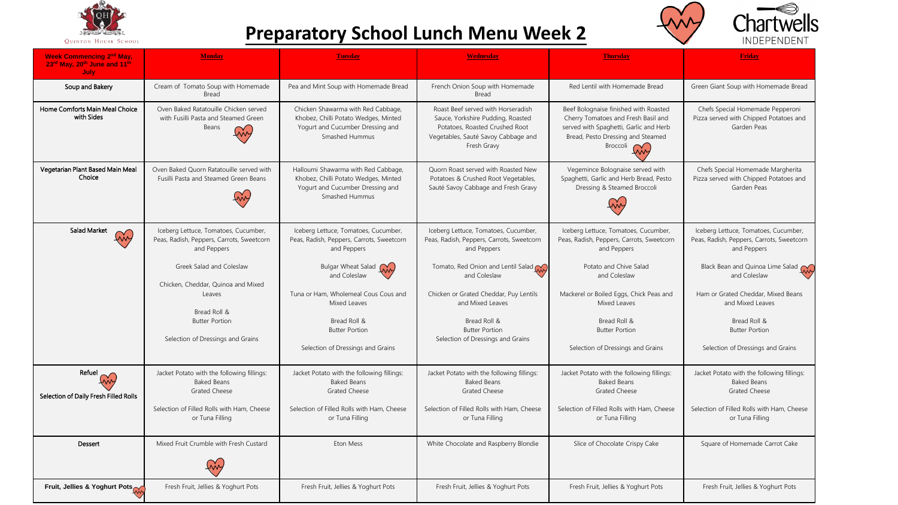Quinton House School

# Preparatory School Lunch Menu Week 2

Chartwells INDEPENDENT

| Week Commencing 2nd May, 23rd May, 20th June and 11th July | Monday | Tuesday | Wednesday | Thursday | Friday |
|---|---|---|---|---|---|
| Soup and Bakery | Cream of Tomato Soup with Homemade Bread | Pea and Mint Soup with Homemade Bread | French Onion Soup with Homemade Bread | Red Lentil with Homemade Bread | Green Giant Soup with Homemade Bread |
| Home Comforts Main Meal Choice with Sides | Oven Baked Ratatouille Chicken served with Fusilli Pasta and Steamed Green Beans | Chicken Shawarma with Red Cabbage, Khobez, Chilli Potato Wedges, Minted Yogurt and Cucumber Dressing and Smashed Hummus | Roast Beef served with Horseradish Sauce, Yorkshire Pudding, Roasted Potatoes, Roasted Crushed Root Vegetables, Sauté Savoy Cabbage and Fresh Gravy | Beef Bolognaise finished with Roasted Cherry Tomatoes and Fresh Basil and served with Spaghetti, Garlic and Herb Bread, Pesto Dressing and Steamed Broccoli | Chefs Special Homemade Pepperoni Pizza served with Chipped Potatoes and Garden Peas |
| Vegetarian Plant Based Main Meal Choice | Oven Baked Quorn Ratatouille served with Fusilli Pasta and Steamed Green Beans | Halloumi Shawarma with Red Cabbage, Khobez, Chilli Potato Wedges, Minted Yogurt and Cucumber Dressing and Smashed Hummus | Quorn Roast served with Roasted New Potatoes & Crushed Root Vegetables, Sauté Savoy Cabbage and Fresh Gravy | Vegemince Bolognaise served with Spaghetti, Garlic and Herb Bread, Pesto Dressing & Steamed Broccoli | Chefs Special Homemade Margherita Pizza served with Chipped Potatoes and Garden Peas |
| Salad Market | Iceberg Lettuce, Tomatoes, Cucumber, Peas, Radish, Peppers, Carrots, Sweetcorn and Peppers<br><br>Greek Salad and Coleslaw<br><br>Chicken, Cheddar, Quinoa and Mixed Leaves<br><br>Bread Roll & Butter Portion<br><br>Selection of Dressings and Grains | Iceberg Lettuce, Tomatoes, Cucumber, Peas, Radish, Peppers, Carrots, Sweetcorn and Peppers<br><br>Bulgar Wheat Salad and Coleslaw<br><br>Tuna or Ham, Wholemeal Cous Cous and Mixed Leaves<br><br>Bread Roll & Butter Portion<br><br>Selection of Dressings and Grains | Iceberg Lettuce, Tomatoes, Cucumber, Peas, Radish, Peppers, Carrots, Sweetcorn and Peppers<br><br>Tomato, Red Onion and Lentil Salad and Coleslaw<br><br>Chicken or Grated Cheddar, Puy Lentils and Mixed Leaves<br><br>Bread Roll & Butter Portion<br><br>Selection of Dressings and Grains | Iceberg Lettuce, Tomatoes, Cucumber, Peas, Radish, Peppers, Carrots, Sweetcorn and Peppers<br><br>Potato and Chive Salad and Coleslaw<br><br>Mackerel or Boiled Eggs, Chick Peas and Mixed Leaves<br><br>Bread Roll & Butter Portion<br><br>Selection of Dressings and Grains | Iceberg Lettuce, Tomatoes, Cucumber, Peas, Radish, Peppers, Carrots, Sweetcorn and Peppers<br><br>Black Bean and Quinoa Lime Salad and Coleslaw<br><br>Ham or Grated Cheddar, Mixed Beans and Mixed Leaves<br><br>Bread Roll & Butter Portion<br><br>Selection of Dressings and Grains |
| Refuel<br><br>Selection of Daily Fresh Filled Rolls | Jacket Potato with the following fillings:<br>Baked Beans<br>Grated Cheese<br><br>Selection of Filled Rolls with Ham, Cheese or Tuna Filling | Jacket Potato with the following fillings:<br>Baked Beans<br>Grated Cheese<br><br>Selection of Filled Rolls with Ham, Cheese or Tuna Filling | Jacket Potato with the following fillings:<br>Baked Beans<br>Grated Cheese<br><br>Selection of Filled Rolls with Ham, Cheese or Tuna Filling | Jacket Potato with the following fillings:<br>Baked Beans<br>Grated Cheese<br><br>Selection of Filled Rolls with Ham, Cheese or Tuna Filling | Jacket Potato with the following fillings:<br>Baked Beans<br>Grated Cheese<br><br>Selection of Filled Rolls with Ham, Cheese or Tuna Filling |
| Dessert | Mixed Fruit Crumble with Fresh Custard | Eton Mess | White Chocolate and Raspberry Blondie | Slice of Chocolate Crispy Cake | Square of Homemade Carrot Cake |
| Fruit, Jellies & Yoghurt Pots | Fresh Fruit, Jellies & Yoghurt Pots | Fresh Fruit, Jellies & Yoghurt Pots | Fresh Fruit, Jellies & Yoghurt Pots | Fresh Fruit, Jellies & Yoghurt Pots | Fresh Fruit, Jellies & Yoghurt Pots |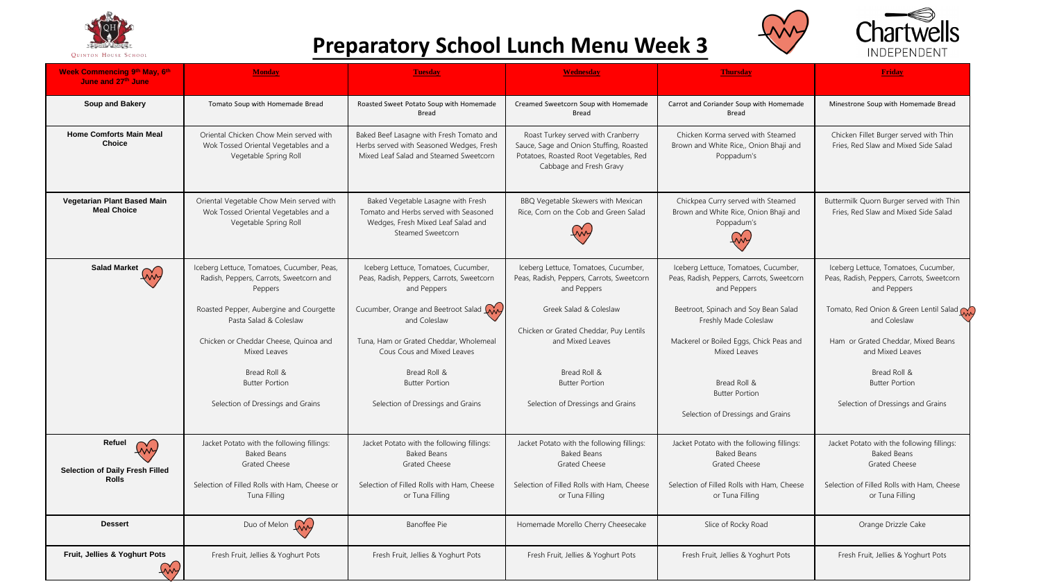# Preparatory School Lunch Menu Week 3

| Week Commencing 9th May, 6th June and 27th June | Monday | Tuesday | Wednesday | Thursday | Friday |
|---|---|---|---|---|---|
| **Soup and Bakery** | Tomato Soup with Homemade Bread | Roasted Sweet Potato Soup with Homemade Bread | Creamed Sweetcorn Soup with Homemade Bread | Carrot and Coriander Soup with Homemade Bread | Minestrone Soup with Homemade Bread |
| **Home Comforts Main Meal Choice** | Oriental Chicken Chow Mein served with Wok Tossed Oriental Vegetables and a Vegetable Spring Roll | Baked Beef Lasagne with Fresh Tomato and Herbs served with Seasoned Wedges, Fresh Mixed Leaf Salad and Steamed Sweetcorn | Roast Turkey served with Cranberry Sauce, Sage and Onion Stuffing, Roasted Potatoes, Roasted Root Vegetables, Red Cabbage and Fresh Gravy | Chicken Korma served with Steamed Brown and White Rice,, Onion Bhaji and Poppadum's | Chicken Fillet Burger served with Thin Fries, Red Slaw and Mixed Side Salad |
| **Vegetarian Plant Based Main Meal Choice** | Oriental Vegetable Chow Mein served with Wok Tossed Oriental Vegetables and a Vegetable Spring Roll | Baked Vegetable Lasagne with Fresh Tomato and Herbs served with Seasoned Wedges, Fresh Mixed Leaf Salad and Steamed Sweetcorn | BBQ Vegetable Skewers with Mexican Rice, Corn on the Cob and Green Salad | Chickpea Curry served with Steamed Brown and White Rice, Onion Bhaji and Poppadum's | Buttermilk Quorn Burger served with Thin Fries, Red Slaw and Mixed Side Salad |
| **Salad Market** | Iceberg Lettuce, Tomatoes, Cucumber, Peas, Radish, Peppers, Carrots, Sweetcorn and Peppers<br><br>Roasted Pepper, Aubergine and Courgette Pasta Salad & Coleslaw<br><br>Chicken or Cheddar Cheese, Quinoa and Mixed Leaves<br><br>Bread Roll & Butter Portion<br><br>Selection of Dressings and Grains | Iceberg Lettuce, Tomatoes, Cucumber, Peas, Radish, Peppers, Carrots, Sweetcorn and Peppers<br><br>Cucumber, Orange and Beetroot Salad and Coleslaw<br><br>Tuna, Ham or Grated Cheddar, Wholemeal Cous Cous and Mixed Leaves<br><br>Bread Roll & Butter Portion<br><br>Selection of Dressings and Grains | Iceberg Lettuce, Tomatoes, Cucumber, Peas, Radish, Peppers, Carrots, Sweetcorn and Peppers<br><br>Greek Salad & Coleslaw<br><br>Chicken or Grated Cheddar, Puy Lentils and Mixed Leaves<br><br>Bread Roll & Butter Portion<br><br>Selection of Dressings and Grains | Iceberg Lettuce, Tomatoes, Cucumber, Peas, Radish, Peppers, Carrots, Sweetcorn and Peppers<br><br>Beetroot, Spinach and Soy Bean Salad Freshly Made Coleslaw<br><br>Mackerel or Boiled Eggs, Chick Peas and Mixed Leaves<br><br>Bread Roll & Butter Portion<br><br>Selection of Dressings and Grains | Iceberg Lettuce, Tomatoes, Cucumber, Peas, Radish, Peppers, Carrots, Sweetcorn and Peppers<br><br>Tomato, Red Onion & Green Lentil Salad and Coleslaw<br><br>Ham or Grated Cheddar, Mixed Beans and Mixed Leaves<br><br>Bread Roll & Butter Portion<br><br>Selection of Dressings and Grains |
| **Refuel**<br><br>**Selection of Daily Fresh Filled Rolls** | Jacket Potato with the following fillings: Baked Beans Grated Cheese<br><br>Selection of Filled Rolls with Ham, Cheese or Tuna Filling | Jacket Potato with the following fillings: Baked Beans Grated Cheese<br><br>Selection of Filled Rolls with Ham, Cheese or Tuna Filling | Jacket Potato with the following fillings: Baked Beans Grated Cheese<br><br>Selection of Filled Rolls with Ham, Cheese or Tuna Filling | Jacket Potato with the following fillings: Baked Beans Grated Cheese<br><br>Selection of Filled Rolls with Ham, Cheese or Tuna Filling | Jacket Potato with the following fillings: Baked Beans Grated Cheese<br><br>Selection of Filled Rolls with Ham, Cheese or Tuna Filling |
| **Dessert** | Duo of Melon | Banoffee Pie | Homemade Morello Cherry Cheesecake | Slice of Rocky Road | Orange Drizzle Cake |
| **Fruit, Jellies & Yoghurt Pots** | Fresh Fruit, Jellies & Yoghurt Pots | Fresh Fruit, Jellies & Yoghurt Pots | Fresh Fruit, Jellies & Yoghurt Pots | Fresh Fruit, Jellies & Yoghurt Pots | Fresh Fruit, Jellies & Yoghurt Pots |